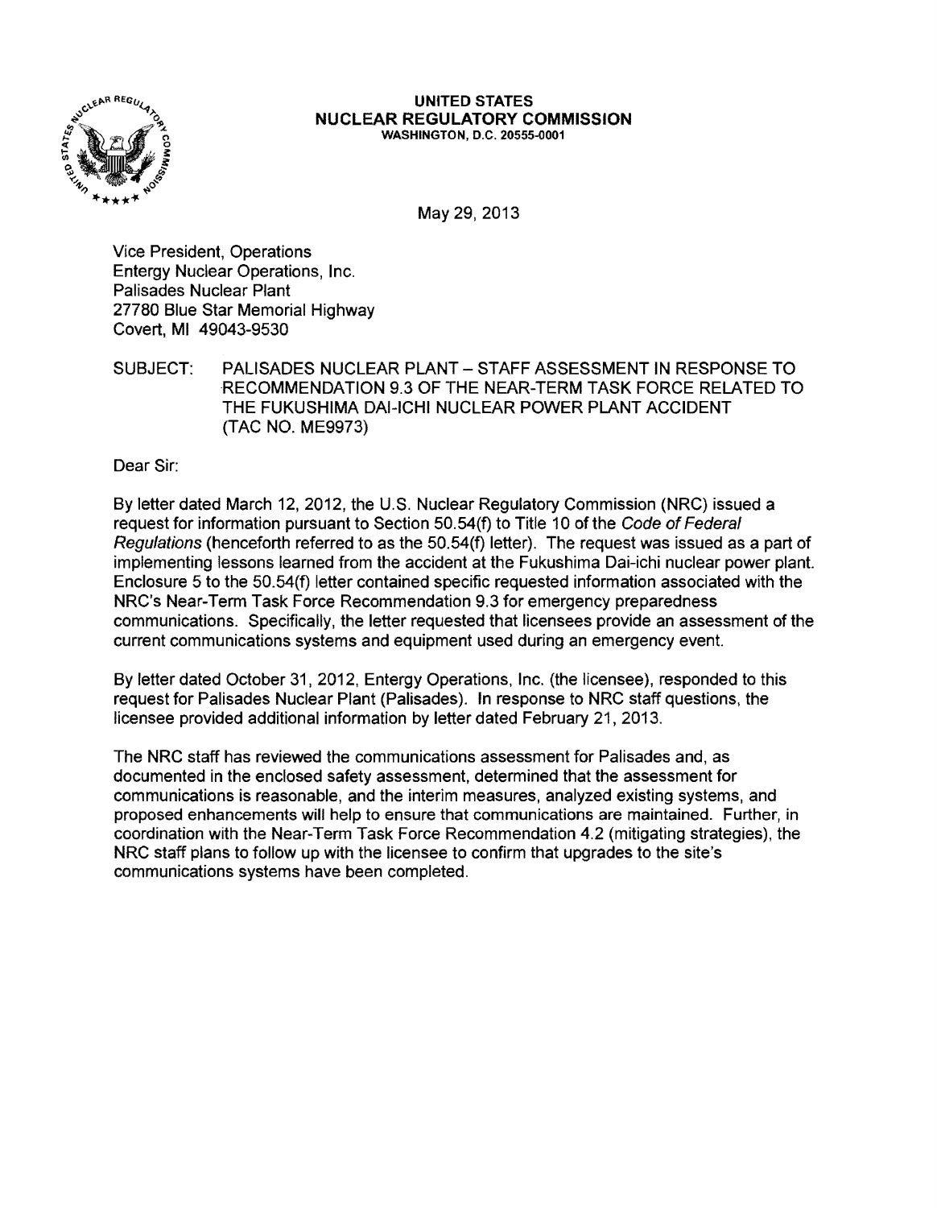**UNITED STATES**
**NUCLEAR REGULATORY COMMISSION**
WASHINGTON, D.C. 20555-0001

May 29, 2013

Vice President, Operations
Entergy Nuclear Operations, Inc.
Palisades Nuclear Plant
27780 Blue Star Memorial Highway
Covert, MI 49043-9530

SUBJECT: PALISADES NUCLEAR PLANT – STAFF ASSESSMENT IN RESPONSE TO RECOMMENDATION 9.3 OF THE NEAR-TERM TASK FORCE RELATED TO THE FUKUSHIMA DAI-ICHI NUCLEAR POWER PLANT ACCIDENT (TAC NO. ME9973)

Dear Sir:

By letter dated March 12, 2012, the U.S. Nuclear Regulatory Commission (NRC) issued a request for information pursuant to Section 50.54(f) to Title 10 of the *Code of Federal Regulations* (henceforth referred to as the 50.54(f) letter). The request was issued as a part of implementing lessons learned from the accident at the Fukushima Dai-ichi nuclear power plant. Enclosure 5 to the 50.54(f) letter contained specific requested information associated with the NRC's Near-Term Task Force Recommendation 9.3 for emergency preparedness communications. Specifically, the letter requested that licensees provide an assessment of the current communications systems and equipment used during an emergency event.

By letter dated October 31, 2012, Entergy Operations, Inc. (the licensee), responded to this request for Palisades Nuclear Plant (Palisades). In response to NRC staff questions, the licensee provided additional information by letter dated February 21, 2013.

The NRC staff has reviewed the communications assessment for Palisades and, as documented in the enclosed safety assessment, determined that the assessment for communications is reasonable, and the interim measures, analyzed existing systems, and proposed enhancements will help to ensure that communications are maintained. Further, in coordination with the Near-Term Task Force Recommendation 4.2 (mitigating strategies), the NRC staff plans to follow up with the licensee to confirm that upgrades to the site's communications systems have been completed.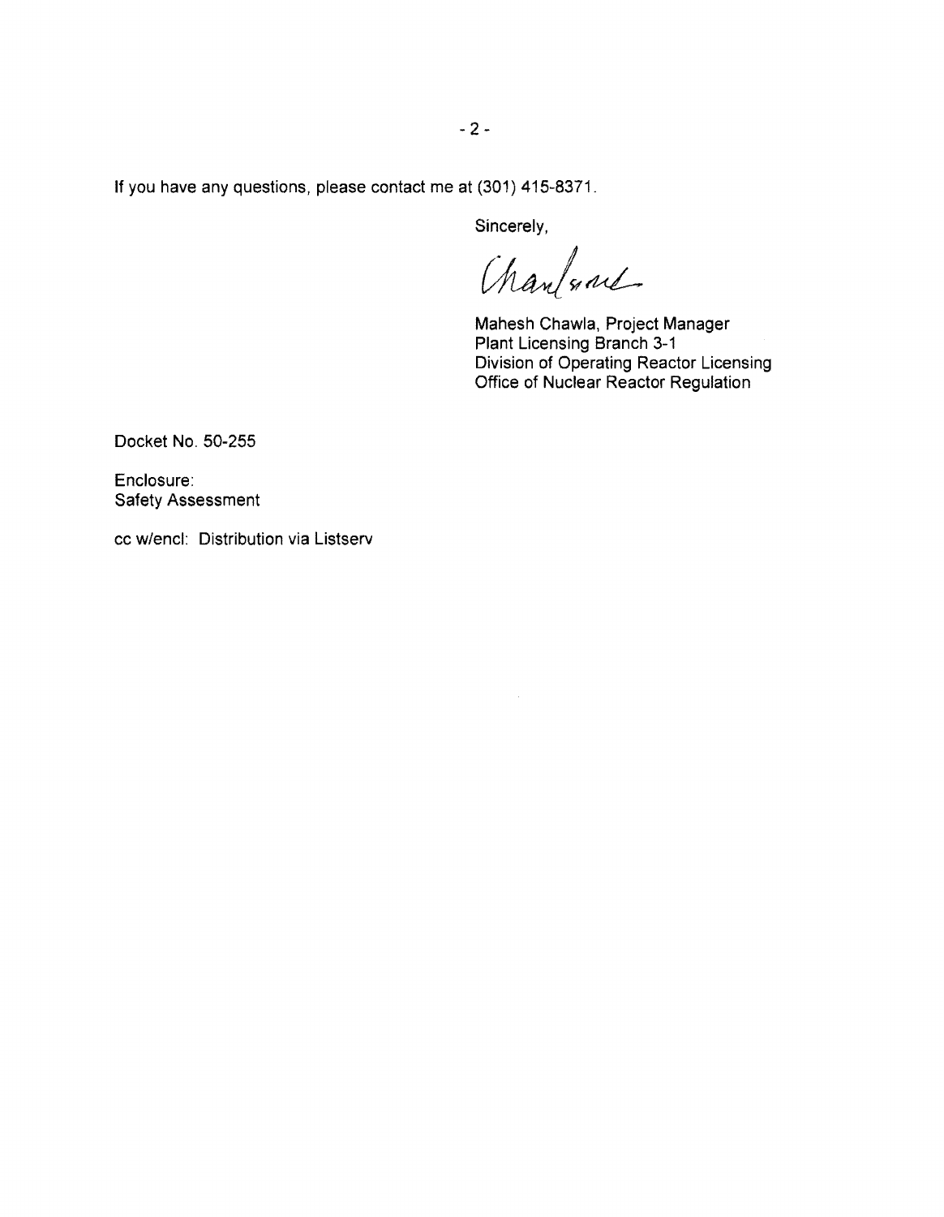If you have any questions, please contact me at (301) 415-8371.

Sincerely,

Mahesh Chawla, Project Manager
Plant Licensing Branch 3-1
Division of Operating Reactor Licensing
Office of Nuclear Reactor Regulation

Docket No. 50-255

Enclosure:
Safety Assessment

cc w/encl: Distribution via Listserv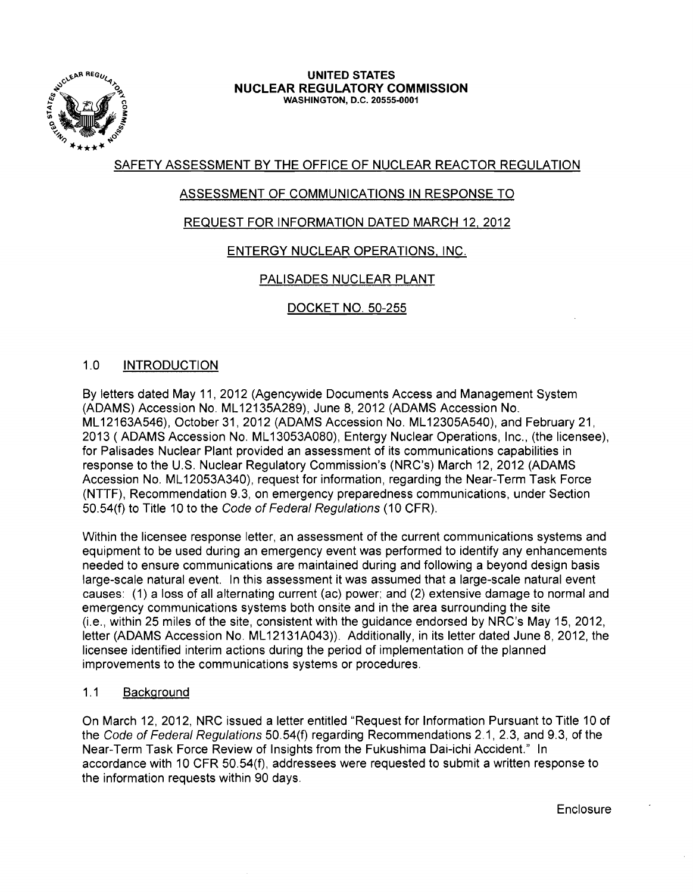**UNITED STATES**
**NUCLEAR REGULATORY COMMISSION**
WASHINGTON, D.C. 20555-0001

SAFETY ASSESSMENT BY THE OFFICE OF NUCLEAR REACTOR REGULATION

ASSESSMENT OF COMMUNICATIONS IN RESPONSE TO

REQUEST FOR INFORMATION DATED MARCH 12, 2012

ENTERGY NUCLEAR OPERATIONS, INC.

PALISADES NUCLEAR PLANT

DOCKET NO. 50-255

## 1.0 INTRODUCTION

By letters dated May 11, 2012 (Agencywide Documents Access and Management System (ADAMS) Accession No. ML12135A289), June 8, 2012 (ADAMS Accession No. ML12163A546), October 31, 2012 (ADAMS Accession No. ML12305A540), and February 21, 2013 ( ADAMS Accession No. ML13053A080), Entergy Nuclear Operations, Inc., (the licensee), for Palisades Nuclear Plant provided an assessment of its communications capabilities in response to the U.S. Nuclear Regulatory Commission's (NRC's) March 12, 2012 (ADAMS Accession No. ML12053A340), request for information, regarding the Near-Term Task Force (NTTF), Recommendation 9.3, on emergency preparedness communications, under Section 50.54(f) to Title 10 to the *Code of Federal Regulations* (10 CFR).

Within the licensee response letter, an assessment of the current communications systems and equipment to be used during an emergency event was performed to identify any enhancements needed to ensure communications are maintained during and following a beyond design basis large-scale natural event. In this assessment it was assumed that a large-scale natural event causes: (1) a loss of all alternating current (ac) power; and (2) extensive damage to normal and emergency communications systems both onsite and in the area surrounding the site (i.e., within 25 miles of the site, consistent with the guidance endorsed by NRC's May 15, 2012, letter (ADAMS Accession No. ML12131A043)). Additionally, in its letter dated June 8, 2012, the licensee identified interim actions during the period of implementation of the planned improvements to the communications systems or procedures.

### 1.1 Background

On March 12, 2012, NRC issued a letter entitled "Request for Information Pursuant to Title 10 of the *Code of Federal Regulations* 50.54(f) regarding Recommendations 2.1, 2.3, and 9.3, of the Near-Term Task Force Review of Insights from the Fukushima Dai-ichi Accident." In accordance with 10 CFR 50.54(f), addressees were requested to submit a written response to the information requests within 90 days.

Enclosure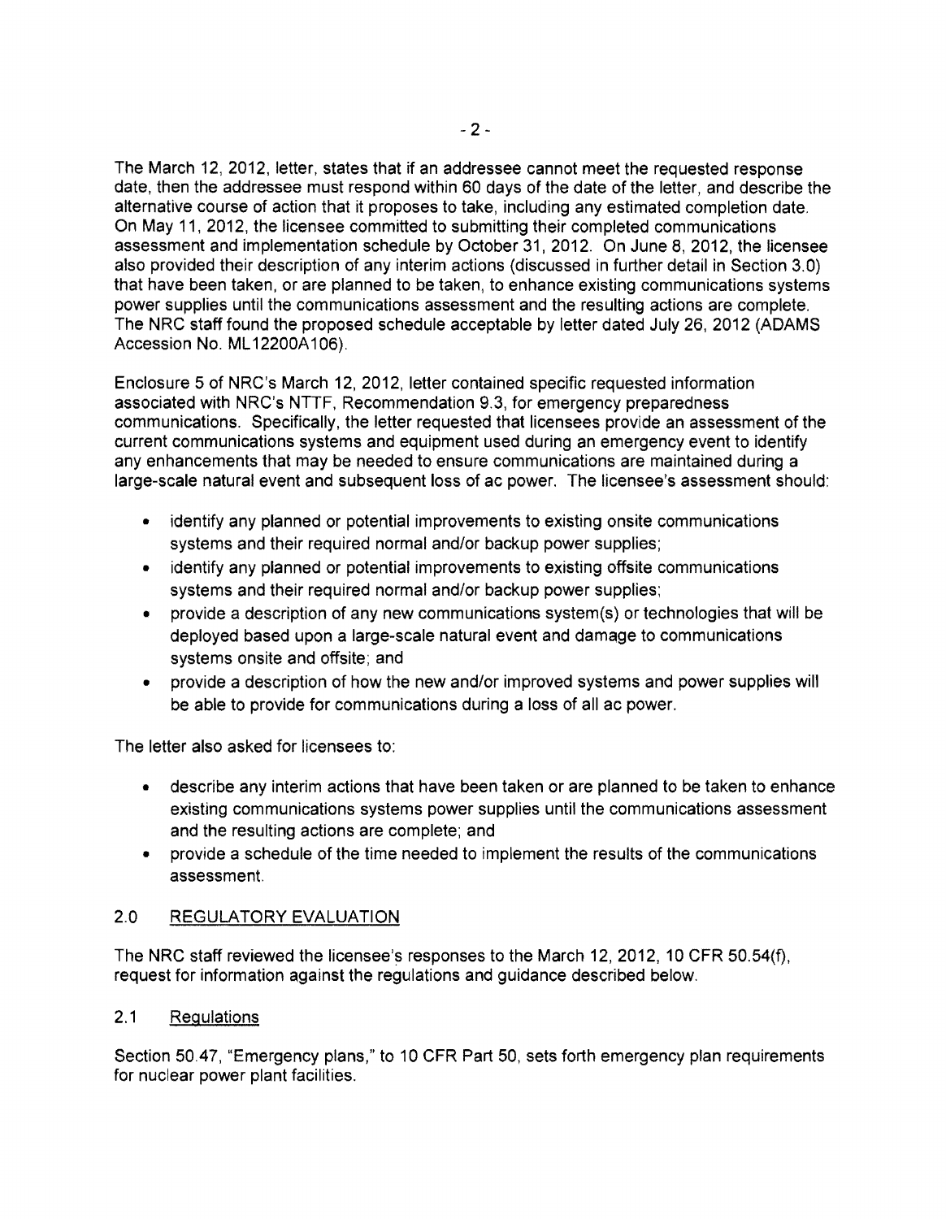The March 12, 2012, letter, states that if an addressee cannot meet the requested response date, then the addressee must respond within 60 days of the date of the letter, and describe the alternative course of action that it proposes to take, including any estimated completion date. On May 11, 2012, the licensee committed to submitting their completed communications assessment and implementation schedule by October 31, 2012. On June 8, 2012, the licensee also provided their description of any interim actions (discussed in further detail in Section 3.0) that have been taken, or are planned to be taken, to enhance existing communications systems power supplies until the communications assessment and the resulting actions are complete. The NRC staff found the proposed schedule acceptable by letter dated July 26, 2012 (ADAMS Accession No. ML12200A106).

Enclosure 5 of NRC's March 12, 2012, letter contained specific requested information associated with NRC's NTTF, Recommendation 9.3, for emergency preparedness communications. Specifically, the letter requested that licensees provide an assessment of the current communications systems and equipment used during an emergency event to identify any enhancements that may be needed to ensure communications are maintained during a large-scale natural event and subsequent loss of ac power. The licensee's assessment should:

- identify any planned or potential improvements to existing onsite communications systems and their required normal and/or backup power supplies;
- identify any planned or potential improvements to existing offsite communications systems and their required normal and/or backup power supplies;
- provide a description of any new communications system(s) or technologies that will be deployed based upon a large-scale natural event and damage to communications systems onsite and offsite; and
- provide a description of how the new and/or improved systems and power supplies will be able to provide for communications during a loss of all ac power.

The letter also asked for licensees to:

- describe any interim actions that have been taken or are planned to be taken to enhance existing communications systems power supplies until the communications assessment and the resulting actions are complete; and
- provide a schedule of the time needed to implement the results of the communications assessment.

## 2.0 REGULATORY EVALUATION

The NRC staff reviewed the licensee's responses to the March 12, 2012, 10 CFR 50.54(f), request for information against the regulations and guidance described below.

### 2.1 Regulations

Section 50.47, "Emergency plans," to 10 CFR Part 50, sets forth emergency plan requirements for nuclear power plant facilities.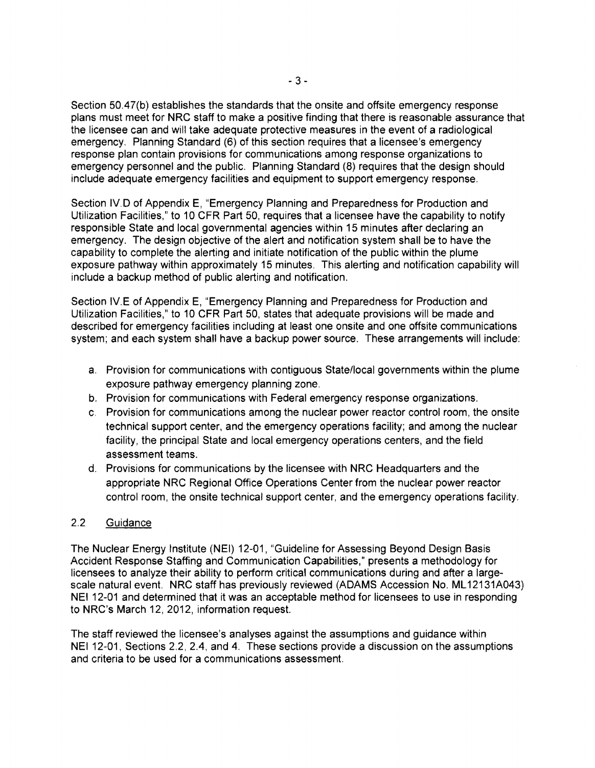Section 50.47(b) establishes the standards that the onsite and offsite emergency response plans must meet for NRC staff to make a positive finding that there is reasonable assurance that the licensee can and will take adequate protective measures in the event of a radiological emergency. Planning Standard (6) of this section requires that a licensee's emergency response plan contain provisions for communications among response organizations to emergency personnel and the public. Planning Standard (8) requires that the design should include adequate emergency facilities and equipment to support emergency response.

Section IV.D of Appendix E, "Emergency Planning and Preparedness for Production and Utilization Facilities," to 10 CFR Part 50, requires that a licensee have the capability to notify responsible State and local governmental agencies within 15 minutes after declaring an emergency. The design objective of the alert and notification system shall be to have the capability to complete the alerting and initiate notification of the public within the plume exposure pathway within approximately 15 minutes. This alerting and notification capability will include a backup method of public alerting and notification.

Section IV.E of Appendix E, "Emergency Planning and Preparedness for Production and Utilization Facilities," to 10 CFR Part 50, states that adequate provisions will be made and described for emergency facilities including at least one onsite and one offsite communications system; and each system shall have a backup power source. These arrangements will include:

a. Provision for communications with contiguous State/local governments within the plume exposure pathway emergency planning zone.
b. Provision for communications with Federal emergency response organizations.
c. Provision for communications among the nuclear power reactor control room, the onsite technical support center, and the emergency operations facility; and among the nuclear facility, the principal State and local emergency operations centers, and the field assessment teams.
d. Provisions for communications by the licensee with NRC Headquarters and the appropriate NRC Regional Office Operations Center from the nuclear power reactor control room, the onsite technical support center, and the emergency operations facility.

## 2.2 Guidance

The Nuclear Energy Institute (NEI) 12-01, "Guideline for Assessing Beyond Design Basis Accident Response Staffing and Communication Capabilities," presents a methodology for licensees to analyze their ability to perform critical communications during and after a large-scale natural event. NRC staff has previously reviewed (ADAMS Accession No. ML12131A043) NEI 12-01 and determined that it was an acceptable method for licensees to use in responding to NRC's March 12, 2012, information request.

The staff reviewed the licensee's analyses against the assumptions and guidance within NEI 12-01, Sections 2.2, 2.4, and 4. These sections provide a discussion on the assumptions and criteria to be used for a communications assessment.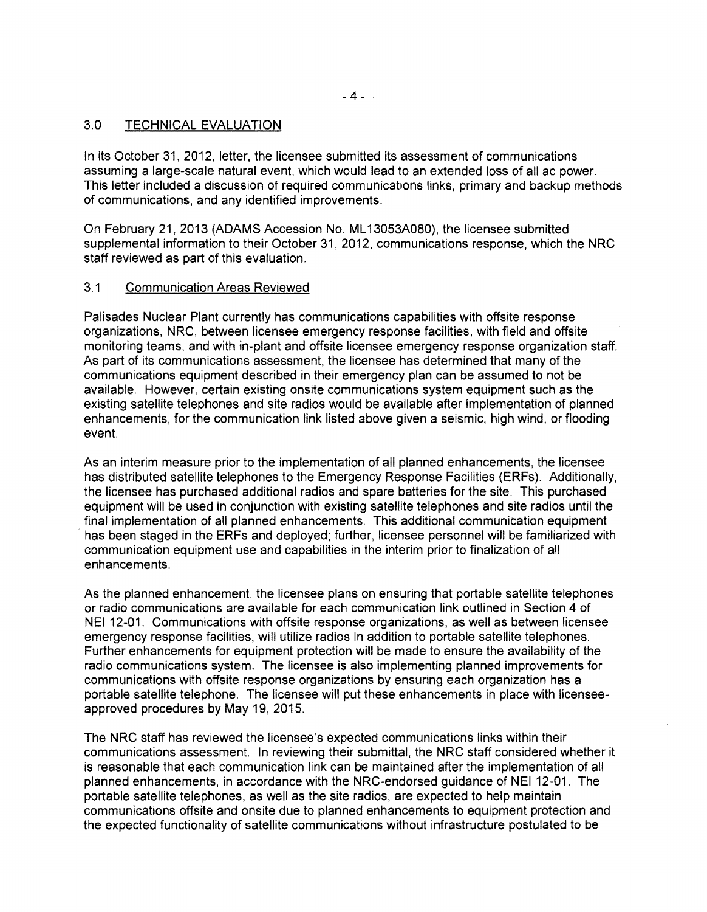## 3.0 TECHNICAL EVALUATION

In its October 31, 2012, letter, the licensee submitted its assessment of communications assuming a large-scale natural event, which would lead to an extended loss of all ac power. This letter included a discussion of required communications links, primary and backup methods of communications, and any identified improvements.

On February 21, 2013 (ADAMS Accession No. ML13053A080), the licensee submitted supplemental information to their October 31, 2012, communications response, which the NRC staff reviewed as part of this evaluation.

### 3.1 Communication Areas Reviewed

Palisades Nuclear Plant currently has communications capabilities with offsite response organizations, NRC, between licensee emergency response facilities, with field and offsite monitoring teams, and with in-plant and offsite licensee emergency response organization staff. As part of its communications assessment, the licensee has determined that many of the communications equipment described in their emergency plan can be assumed to not be available. However, certain existing onsite communications system equipment such as the existing satellite telephones and site radios would be available after implementation of planned enhancements, for the communication link listed above given a seismic, high wind, or flooding event.

As an interim measure prior to the implementation of all planned enhancements, the licensee has distributed satellite telephones to the Emergency Response Facilities (ERFs). Additionally, the licensee has purchased additional radios and spare batteries for the site. This purchased equipment will be used in conjunction with existing satellite telephones and site radios until the final implementation of all planned enhancements. This additional communication equipment has been staged in the ERFs and deployed; further, licensee personnel will be familiarized with communication equipment use and capabilities in the interim prior to finalization of all enhancements.

As the planned enhancement, the licensee plans on ensuring that portable satellite telephones or radio communications are available for each communication link outlined in Section 4 of NEI 12-01. Communications with offsite response organizations, as well as between licensee emergency response facilities, will utilize radios in addition to portable satellite telephones. Further enhancements for equipment protection will be made to ensure the availability of the radio communications system. The licensee is also implementing planned improvements for communications with offsite response organizations by ensuring each organization has a portable satellite telephone. The licensee will put these enhancements in place with licensee-approved procedures by May 19, 2015.

The NRC staff has reviewed the licensee's expected communications links within their communications assessment. In reviewing their submittal, the NRC staff considered whether it is reasonable that each communication link can be maintained after the implementation of all planned enhancements, in accordance with the NRC-endorsed guidance of NEI 12-01. The portable satellite telephones, as well as the site radios, are expected to help maintain communications offsite and onsite due to planned enhancements to equipment protection and the expected functionality of satellite communications without infrastructure postulated to be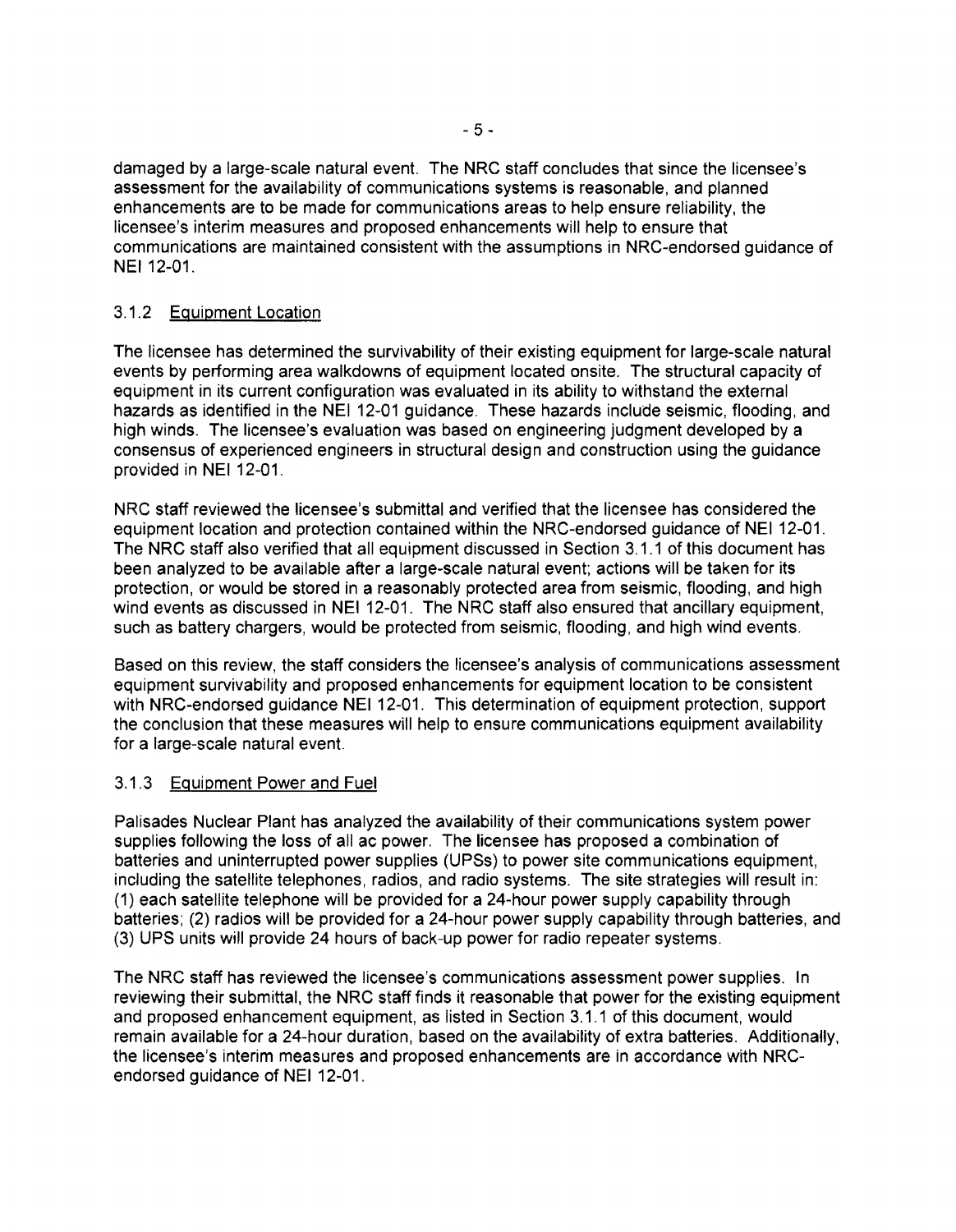damaged by a large-scale natural event. The NRC staff concludes that since the licensee's assessment for the availability of communications systems is reasonable, and planned enhancements are to be made for communications areas to help ensure reliability, the licensee's interim measures and proposed enhancements will help to ensure that communications are maintained consistent with the assumptions in NRC-endorsed guidance of NEI 12-01.

### 3.1.2 Equipment Location

The licensee has determined the survivability of their existing equipment for large-scale natural events by performing area walkdowns of equipment located onsite. The structural capacity of equipment in its current configuration was evaluated in its ability to withstand the external hazards as identified in the NEI 12-01 guidance. These hazards include seismic, flooding, and high winds. The licensee's evaluation was based on engineering judgment developed by a consensus of experienced engineers in structural design and construction using the guidance provided in NEI 12-01.

NRC staff reviewed the licensee's submittal and verified that the licensee has considered the equipment location and protection contained within the NRC-endorsed guidance of NEI 12-01. The NRC staff also verified that all equipment discussed in Section 3.1.1 of this document has been analyzed to be available after a large-scale natural event; actions will be taken for its protection, or would be stored in a reasonably protected area from seismic, flooding, and high wind events as discussed in NEI 12-01. The NRC staff also ensured that ancillary equipment, such as battery chargers, would be protected from seismic, flooding, and high wind events.

Based on this review, the staff considers the licensee's analysis of communications assessment equipment survivability and proposed enhancements for equipment location to be consistent with NRC-endorsed guidance NEI 12-01. This determination of equipment protection, support the conclusion that these measures will help to ensure communications equipment availability for a large-scale natural event.

### 3.1.3 Equipment Power and Fuel

Palisades Nuclear Plant has analyzed the availability of their communications system power supplies following the loss of all ac power. The licensee has proposed a combination of batteries and uninterrupted power supplies (UPSs) to power site communications equipment, including the satellite telephones, radios, and radio systems. The site strategies will result in: (1) each satellite telephone will be provided for a 24-hour power supply capability through batteries; (2) radios will be provided for a 24-hour power supply capability through batteries, and (3) UPS units will provide 24 hours of back-up power for radio repeater systems.

The NRC staff has reviewed the licensee's communications assessment power supplies. In reviewing their submittal, the NRC staff finds it reasonable that power for the existing equipment and proposed enhancement equipment, as listed in Section 3.1.1 of this document, would remain available for a 24-hour duration, based on the availability of extra batteries. Additionally, the licensee's interim measures and proposed enhancements are in accordance with NRC-endorsed guidance of NEI 12-01.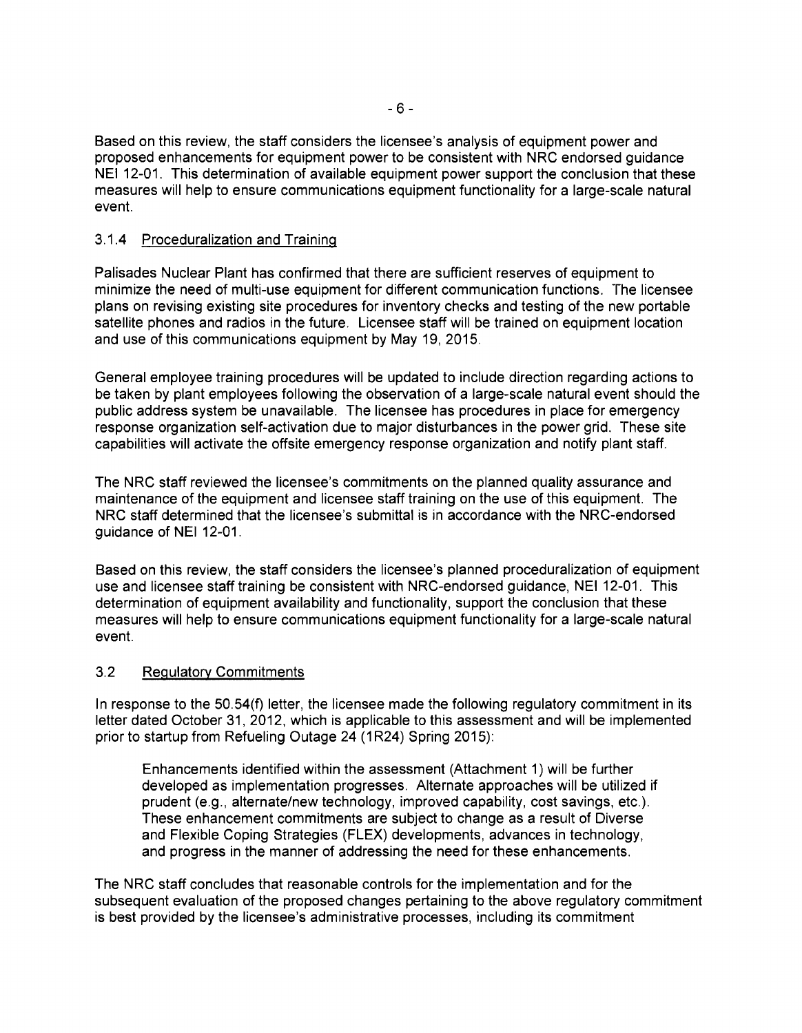Based on this review, the staff considers the licensee's analysis of equipment power and proposed enhancements for equipment power to be consistent with NRC endorsed guidance NEI 12-01. This determination of available equipment power support the conclusion that these measures will help to ensure communications equipment functionality for a large-scale natural event.

### 3.1.4 Proceduralization and Training

Palisades Nuclear Plant has confirmed that there are sufficient reserves of equipment to minimize the need of multi-use equipment for different communication functions. The licensee plans on revising existing site procedures for inventory checks and testing of the new portable satellite phones and radios in the future. Licensee staff will be trained on equipment location and use of this communications equipment by May 19, 2015.

General employee training procedures will be updated to include direction regarding actions to be taken by plant employees following the observation of a large-scale natural event should the public address system be unavailable. The licensee has procedures in place for emergency response organization self-activation due to major disturbances in the power grid. These site capabilities will activate the offsite emergency response organization and notify plant staff.

The NRC staff reviewed the licensee's commitments on the planned quality assurance and maintenance of the equipment and licensee staff training on the use of this equipment. The NRC staff determined that the licensee's submittal is in accordance with the NRC-endorsed guidance of NEI 12-01.

Based on this review, the staff considers the licensee's planned proceduralization of equipment use and licensee staff training be consistent with NRC-endorsed guidance, NEI 12-01. This determination of equipment availability and functionality, support the conclusion that these measures will help to ensure communications equipment functionality for a large-scale natural event.

## 3.2 Regulatory Commitments

In response to the 50.54(f) letter, the licensee made the following regulatory commitment in its letter dated October 31, 2012, which is applicable to this assessment and will be implemented prior to startup from Refueling Outage 24 (1R24) Spring 2015):

> Enhancements identified within the assessment (Attachment 1) will be further developed as implementation progresses. Alternate approaches will be utilized if prudent (e.g., alternate/new technology, improved capability, cost savings, etc.). These enhancement commitments are subject to change as a result of Diverse and Flexible Coping Strategies (FLEX) developments, advances in technology, and progress in the manner of addressing the need for these enhancements.

The NRC staff concludes that reasonable controls for the implementation and for the subsequent evaluation of the proposed changes pertaining to the above regulatory commitment is best provided by the licensee's administrative processes, including its commitment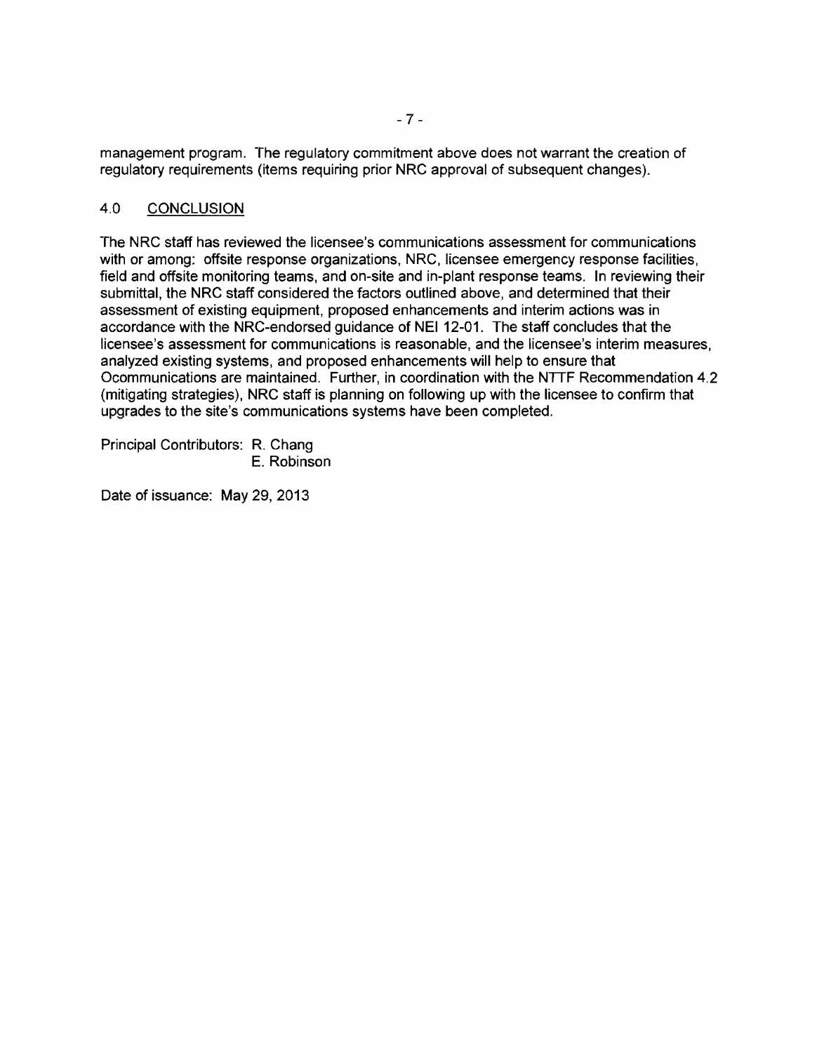management program. The regulatory commitment above does not warrant the creation of regulatory requirements (items requiring prior NRC approval of subsequent changes).

## 4.0 CONCLUSION

The NRC staff has reviewed the licensee's communications assessment for communications with or among: offsite response organizations, NRC, licensee emergency response facilities, field and offsite monitoring teams, and on-site and in-plant response teams. In reviewing their submittal, the NRC staff considered the factors outlined above, and determined that their assessment of existing equipment, proposed enhancements and interim actions was in accordance with the NRC-endorsed guidance of NEI 12-01. The staff concludes that the licensee's assessment for communications is reasonable, and the licensee's interim measures, analyzed existing systems, and proposed enhancements will help to ensure that Ocommunications are maintained. Further, in coordination with the NTTF Recommendation 4.2 (mitigating strategies), NRC staff is planning on following up with the licensee to confirm that upgrades to the site's communications systems have been completed.

Principal Contributors: R. Chang
E. Robinson

Date of issuance: May 29, 2013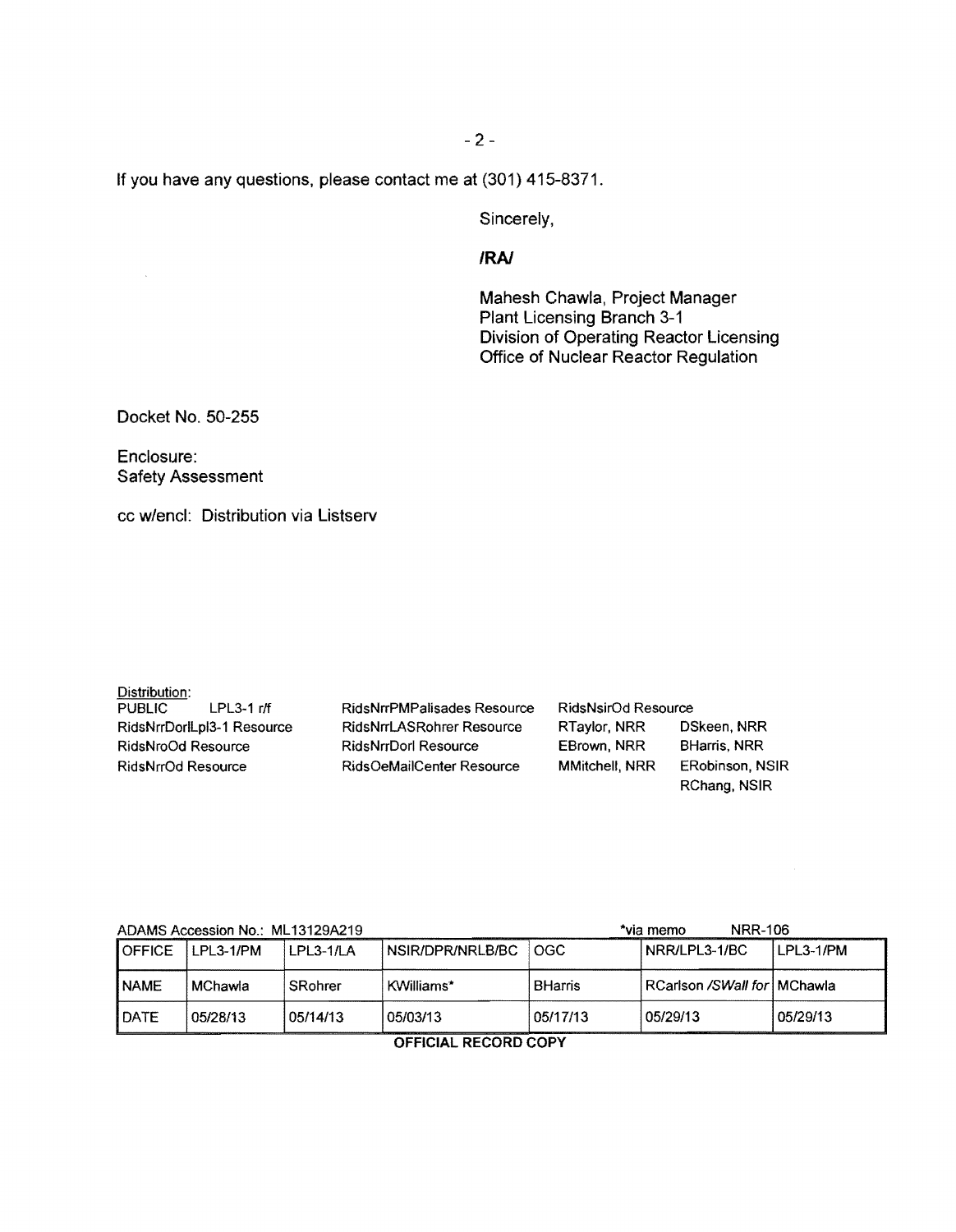If you have any questions, please contact me at (301) 415-8371.

Sincerely,

**/RA/**

Mahesh Chawla, Project Manager
Plant Licensing Branch 3-1
Division of Operating Reactor Licensing
Office of Nuclear Reactor Regulation

Docket No. 50-255

Enclosure:
Safety Assessment

cc w/encl: Distribution via Listserv

Distribution:
PUBLIC LPL3-1 r/f
RidsNrrDorlLpl3-1 Resource
RidsNroOd Resource
RidsNrrOd Resource
RidsNrrPMPalisades Resource
RidsNrrLASRohrer Resource
RidsNrrDorl Resource
RidsOeMailCenter Resource
RidsNsirOd Resource
RTaylor, NRR
EBrown, NRR
MMitchell, NRR
DSkeen, NRR
BHarris, NRR
ERobinson, NSIR
RChang, NSIR

ADAMS Accession No.: ML13129A219 *via memo NRR-106

| OFFICE | LPL3-1/PM | LPL3-1/LA | NSIR/DPR/NRLB/BC | OGC | NRR/LPL3-1/BC | LPL3-1/PM |
|---|---|---|---|---|---|---|
| NAME | MChawla | SRohrer | KWilliams* | BHarris | RCarlson /SWall for | MChawla |
| DATE | 05/28/13 | 05/14/13 | 05/03/13 | 05/17/13 | 05/29/13 | 05/29/13 |

**OFFICIAL RECORD COPY**